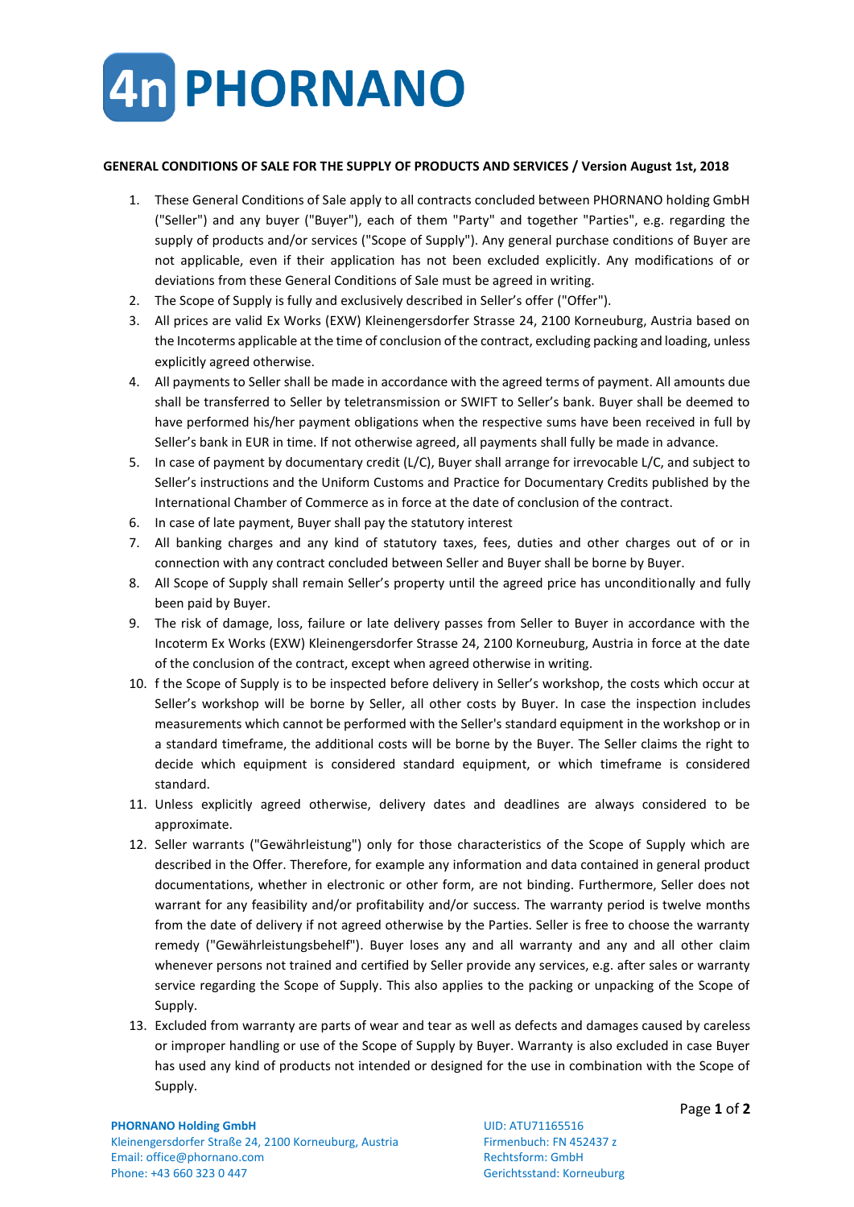4n PHORNANO

**GENERAL CONDITIONS OF SALE FOR THE SUPPLY OF PRODUCTS AND SERVICES / Version August 1st, 2018**

1. These General Conditions of Sale apply to all contracts concluded between PHORNANO holding GmbH ("Seller") and any buyer ("Buyer"), each of them "Party" and together "Parties", e.g. regarding the supply of products and/or services ("Scope of Supply"). Any general purchase conditions of Buyer are not applicable, even if their application has not been excluded explicitly. Any modifications of or deviations from these General Conditions of Sale must be agreed in writing.
2. The Scope of Supply is fully and exclusively described in Seller's offer ("Offer").
3. All prices are valid Ex Works (EXW) Kleinengersdorfer Strasse 24, 2100 Korneuburg, Austria based on the Incoterms applicable at the time of conclusion of the contract, excluding packing and loading, unless explicitly agreed otherwise.
4. All payments to Seller shall be made in accordance with the agreed terms of payment. All amounts due shall be transferred to Seller by teletransmission or SWIFT to Seller's bank. Buyer shall be deemed to have performed his/her payment obligations when the respective sums have been received in full by Seller's bank in EUR in time. If not otherwise agreed, all payments shall fully be made in advance.
5. In case of payment by documentary credit (L/C), Buyer shall arrange for irrevocable L/C, and subject to Seller's instructions and the Uniform Customs and Practice for Documentary Credits published by the International Chamber of Commerce as in force at the date of conclusion of the contract.
6. In case of late payment, Buyer shall pay the statutory interest
7. All banking charges and any kind of statutory taxes, fees, duties and other charges out of or in connection with any contract concluded between Seller and Buyer shall be borne by Buyer.
8. All Scope of Supply shall remain Seller's property until the agreed price has unconditionally and fully been paid by Buyer.
9. The risk of damage, loss, failure or late delivery passes from Seller to Buyer in accordance with the Incoterm Ex Works (EXW) Kleinengersdorfer Strasse 24, 2100 Korneuburg, Austria in force at the date of the conclusion of the contract, except when agreed otherwise in writing.
10. f the Scope of Supply is to be inspected before delivery in Seller's workshop, the costs which occur at Seller's workshop will be borne by Seller, all other costs by Buyer. In case the inspection includes measurements which cannot be performed with the Seller's standard equipment in the workshop or in a standard timeframe, the additional costs will be borne by the Buyer. The Seller claims the right to decide which equipment is considered standard equipment, or which timeframe is considered standard.
11. Unless explicitly agreed otherwise, delivery dates and deadlines are always considered to be approximate.
12. Seller warrants ("Gewährleistung") only for those characteristics of the Scope of Supply which are described in the Offer. Therefore, for example any information and data contained in general product documentations, whether in electronic or other form, are not binding. Furthermore, Seller does not warrant for any feasibility and/or profitability and/or success. The warranty period is twelve months from the date of delivery if not agreed otherwise by the Parties. Seller is free to choose the warranty remedy ("Gewährleistungsbehelf"). Buyer loses any and all warranty and any and all other claim whenever persons not trained and certified by Seller provide any services, e.g. after sales or warranty service regarding the Scope of Supply. This also applies to the packing or unpacking of the Scope of Supply.
13. Excluded from warranty are parts of wear and tear as well as defects and damages caused by careless or improper handling or use of the Scope of Supply by Buyer. Warranty is also excluded in case Buyer has used any kind of products not intended or designed for the use in combination with the Scope of Supply.

**PHORNANO Holding GmbH**
Kleinengersdorfer Straße 24, 2100 Korneuburg, Austria
Email: office@phornano.com
Phone: +43 660 323 0 447

UID: ATU71165516
Firmenbuch: FN 452437 z
Rechtsform: GmbH
Gerichtsstand: Korneuburg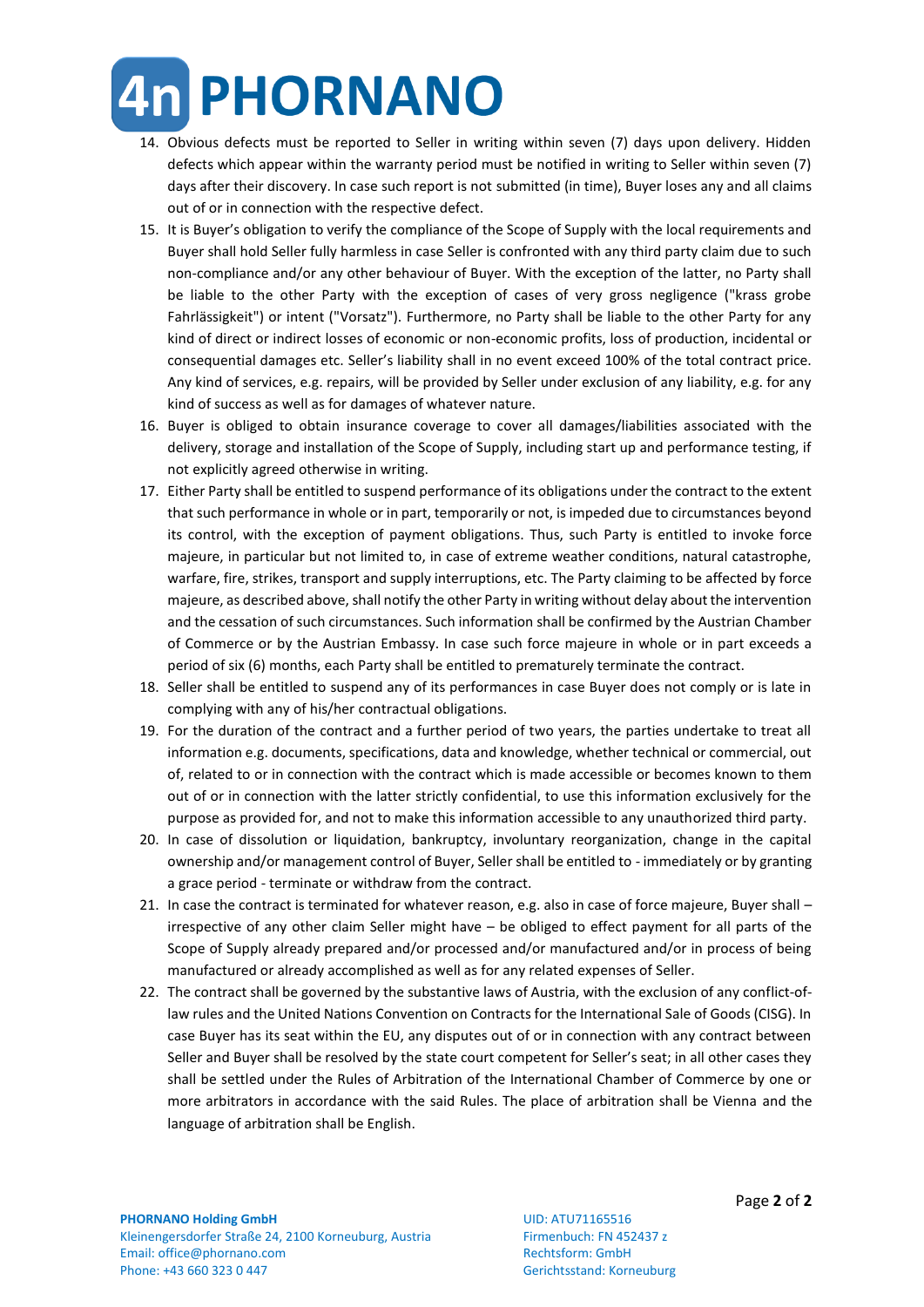14. Obvious defects must be reported to Seller in writing within seven (7) days upon delivery. Hidden defects which appear within the warranty period must be notified in writing to Seller within seven (7) days after their discovery. In case such report is not submitted (in time), Buyer loses any and all claims out of or in connection with the respective defect.
15. It is Buyer's obligation to verify the compliance of the Scope of Supply with the local requirements and Buyer shall hold Seller fully harmless in case Seller is confronted with any third party claim due to such non-compliance and/or any other behaviour of Buyer. With the exception of the latter, no Party shall be liable to the other Party with the exception of cases of very gross negligence ("krass grobe Fahrlässigkeit") or intent ("Vorsatz"). Furthermore, no Party shall be liable to the other Party for any kind of direct or indirect losses of economic or non-economic profits, loss of production, incidental or consequential damages etc. Seller's liability shall in no event exceed 100% of the total contract price. Any kind of services, e.g. repairs, will be provided by Seller under exclusion of any liability, e.g. for any kind of success as well as for damages of whatever nature.
16. Buyer is obliged to obtain insurance coverage to cover all damages/liabilities associated with the delivery, storage and installation of the Scope of Supply, including start up and performance testing, if not explicitly agreed otherwise in writing.
17. Either Party shall be entitled to suspend performance of its obligations under the contract to the extent that such performance in whole or in part, temporarily or not, is impeded due to circumstances beyond its control, with the exception of payment obligations. Thus, such Party is entitled to invoke force majeure, in particular but not limited to, in case of extreme weather conditions, natural catastrophe, warfare, fire, strikes, transport and supply interruptions, etc. The Party claiming to be affected by force majeure, as described above, shall notify the other Party in writing without delay about the intervention and the cessation of such circumstances. Such information shall be confirmed by the Austrian Chamber of Commerce or by the Austrian Embassy. In case such force majeure in whole or in part exceeds a period of six (6) months, each Party shall be entitled to prematurely terminate the contract.
18. Seller shall be entitled to suspend any of its performances in case Buyer does not comply or is late in complying with any of his/her contractual obligations.
19. For the duration of the contract and a further period of two years, the parties undertake to treat all information e.g. documents, specifications, data and knowledge, whether technical or commercial, out of, related to or in connection with the contract which is made accessible or becomes known to them out of or in connection with the latter strictly confidential, to use this information exclusively for the purpose as provided for, and not to make this information accessible to any unauthorized third party.
20. In case of dissolution or liquidation, bankruptcy, involuntary reorganization, change in the capital ownership and/or management control of Buyer, Seller shall be entitled to - immediately or by granting a grace period - terminate or withdraw from the contract.
21. In case the contract is terminated for whatever reason, e.g. also in case of force majeure, Buyer shall – irrespective of any other claim Seller might have – be obliged to effect payment for all parts of the Scope of Supply already prepared and/or processed and/or manufactured and/or in process of being manufactured or already accomplished as well as for any related expenses of Seller.
22. The contract shall be governed by the substantive laws of Austria, with the exclusion of any conflict-of-law rules and the United Nations Convention on Contracts for the International Sale of Goods (CISG). In case Buyer has its seat within the EU, any disputes out of or in connection with any contract between Seller and Buyer shall be resolved by the state court competent for Seller's seat; in all other cases they shall be settled under the Rules of Arbitration of the International Chamber of Commerce by one or more arbitrators in accordance with the said Rules. The place of arbitration shall be Vienna and the language of arbitration shall be English.